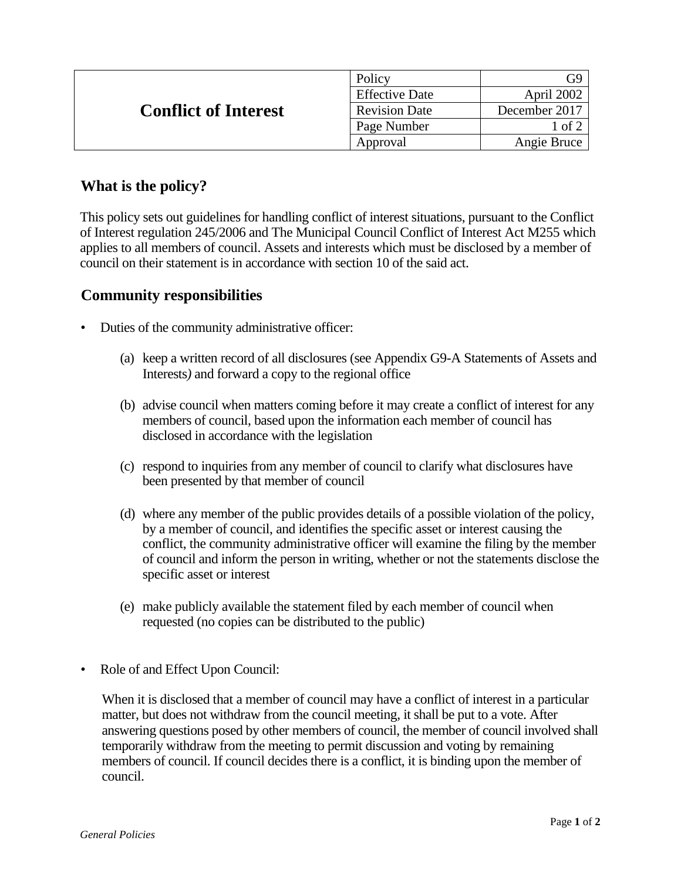| Conflict of Interest | Policy | G9 |
| --- | --- | --- |
| | Effective Date | April 2002 |
| | Revision Date | December 2017 |
| | Page Number | 1 of 2 |
| | Approval | Angie Bruce |

## What is the policy?

This policy sets out guidelines for handling conflict of interest situations, pursuant to the Conflict of Interest regulation 245/2006 and The Municipal Council Conflict of Interest Act M255 which applies to all members of council. Assets and interests which must be disclosed by a member of council on their statement is in accordance with section 10 of the said act.

## Community responsibilities

- Duties of the community administrative officer:

  (a) keep a written record of all disclosures (see Appendix G9-A Statements of Assets and Interests*)* and forward a copy to the regional office

  (b) advise council when matters coming before it may create a conflict of interest for any members of council, based upon the information each member of council has disclosed in accordance with the legislation

  (c) respond to inquiries from any member of council to clarify what disclosures have been presented by that member of council

  (d) where any member of the public provides details of a possible violation of the policy, by a member of council, and identifies the specific asset or interest causing the conflict, the community administrative officer will examine the filing by the member of council and inform the person in writing, whether or not the statements disclose the specific asset or interest

  (e) make publicly available the statement filed by each member of council when requested (no copies can be distributed to the public)

- Role of and Effect Upon Council:

  When it is disclosed that a member of council may have a conflict of interest in a particular matter, but does not withdraw from the council meeting, it shall be put to a vote. After answering questions posed by other members of council, the member of council involved shall temporarily withdraw from the meeting to permit discussion and voting by remaining members of council. If council decides there is a conflict, it is binding upon the member of council.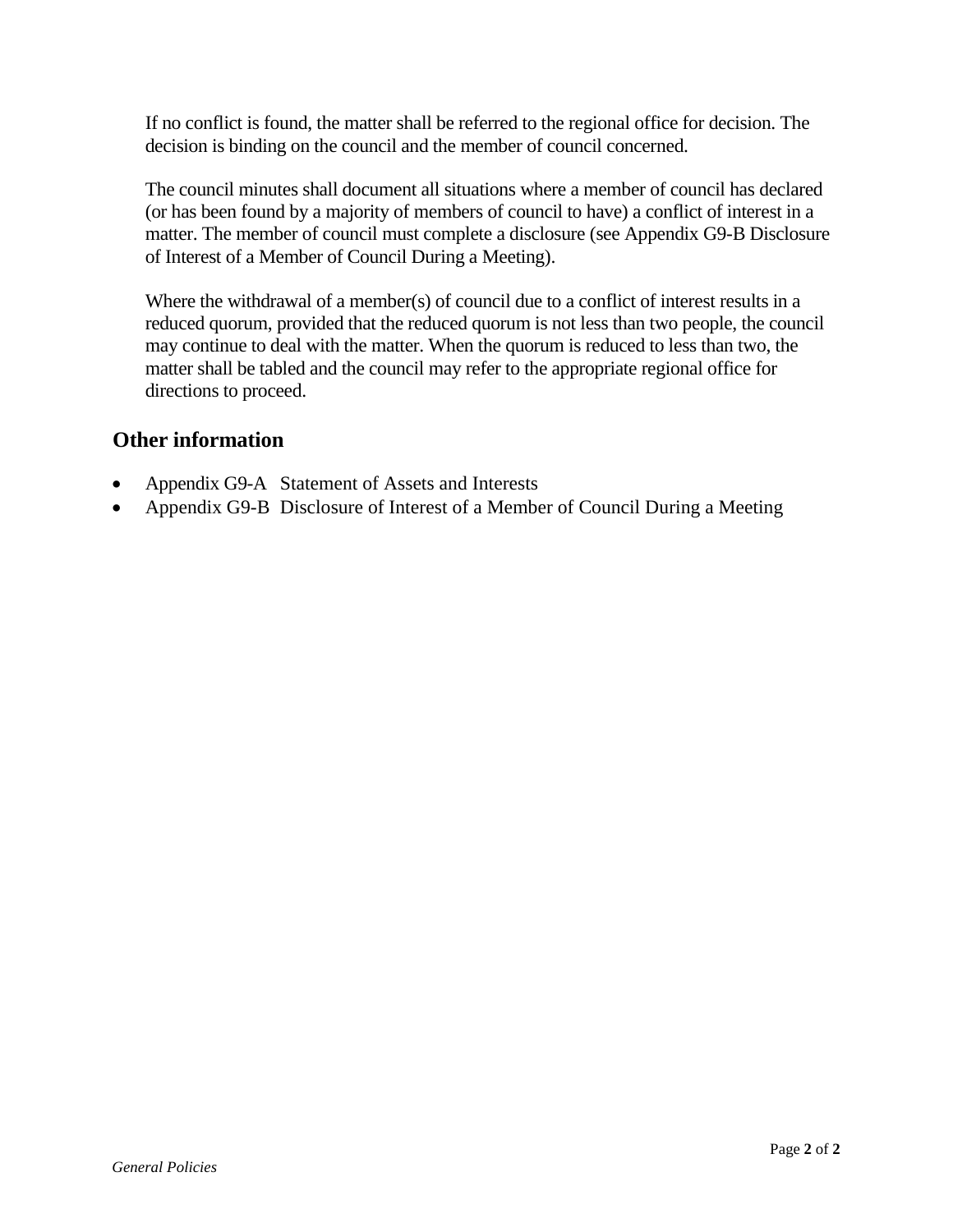If no conflict is found, the matter shall be referred to the regional office for decision. The decision is binding on the council and the member of council concerned.

The council minutes shall document all situations where a member of council has declared (or has been found by a majority of members of council to have) a conflict of interest in a matter. The member of council must complete a disclosure (see Appendix G9-B Disclosure of Interest of a Member of Council During a Meeting).

Where the withdrawal of a member(s) of council due to a conflict of interest results in a reduced quorum, provided that the reduced quorum is not less than two people, the council may continue to deal with the matter. When the quorum is reduced to less than two, the matter shall be tabled and the council may refer to the appropriate regional office for directions to proceed.

## Other information

- Appendix G9-A Statement of Assets and Interests
- Appendix G9-B Disclosure of Interest of a Member of Council During a Meeting